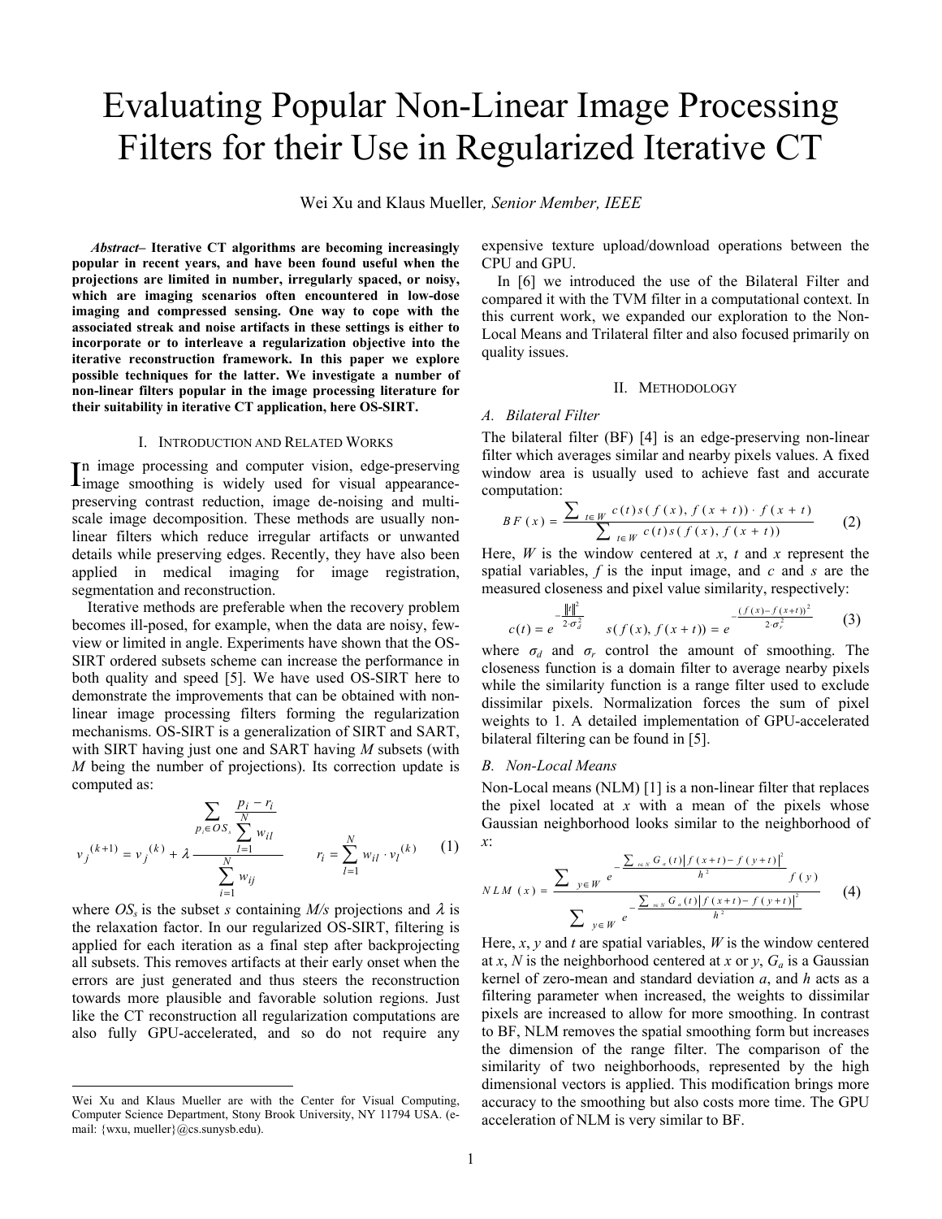# Evaluating Popular Non-Linear Image Processing Filters for their Use in Regularized Iterative CT

Wei Xu and Klaus Mueller, *Senior Member, IEEE*

***Abstract*– Iterative CT algorithms are becoming increasingly popular in recent years, and have been found useful when the projections are limited in number, irregularly spaced, or noisy, which are imaging scenarios often encountered in low-dose imaging and compressed sensing. One way to cope with the associated streak and noise artifacts in these settings is either to incorporate or to interleave a regularization objective into the iterative reconstruction framework. In this paper we explore possible techniques for the latter. We investigate a number of non-linear filters popular in the image processing literature for their suitability in iterative CT application, here OS-SIRT.**

## I. Introduction and Related Works

In image processing and computer vision, edge-preserving image smoothing is widely used for visual appearance-preserving contrast reduction, image de-noising and multi-scale image decomposition. These methods are usually non-linear filters which reduce irregular artifacts or unwanted details while preserving edges. Recently, they have also been applied in medical imaging for image registration, segmentation and reconstruction.

Iterative methods are preferable when the recovery problem becomes ill-posed, for example, when the data are noisy, few-view or limited in angle. Experiments have shown that the OS-SIRT ordered subsets scheme can increase the performance in both quality and speed [5]. We have used OS-SIRT here to demonstrate the improvements that can be obtained with non-linear image processing filters forming the regularization mechanisms. OS-SIRT is a generalization of SIRT and SART, with SIRT having just one and SART having $M$ subsets (with $M$ being the number of projections). Its correction update is computed as:

$$v_j^{(k+1)} = v_j^{(k)} + \lambda \frac{\sum_{p_i \in OS_s} \frac{p_i - r_i}{\sum_{l=1}^{N} w_{il}}}{\sum_{i=1}^{N} w_{ij}} \qquad r_i = \sum_{l=1}^{N} w_{il} \cdot v_l^{(k)} \tag{1}$$

where $OS_s$ is the subset $s$ containing $M/s$ projections and $\lambda$ is the relaxation factor. In our regularized OS-SIRT, filtering is applied for each iteration as a final step after backprojecting all subsets. This removes artifacts at their early onset when the errors are just generated and thus steers the reconstruction towards more plausible and favorable solution regions. Just like the CT reconstruction all regularization computations are also fully GPU-accelerated, and so do not require any expensive texture upload/download operations between the CPU and GPU.

In [6] we introduced the use of the Bilateral Filter and compared it with the TVM filter in a computational context. In this current work, we expanded our exploration to the Non-Local Means and Trilateral filter and also focused primarily on quality issues.

## II. Methodology

### A. Bilateral Filter

The bilateral filter (BF) [4] is an edge-preserving non-linear filter which averages similar and nearby pixels values. A fixed window area is usually used to achieve fast and accurate computation:

$$BF(x) = \frac{\sum_{t \in W} c(t) s(f(x), f(x+t)) \cdot f(x+t)}{\sum_{t \in W} c(t) s(f(x), f(x+t))} \tag{2}$$

Here, $W$ is the window centered at $x$, $t$ and $x$ represent the spatial variables, $f$ is the input image, and $c$ and $s$ are the measured closeness and pixel value similarity, respectively:

$$c(t) = e^{-\frac{\|t\|^2}{2 \cdot \sigma_d^2}} \qquad s(f(x), f(x+t)) = e^{-\frac{(f(x) - f(x+t))^2}{2 \cdot \sigma_r^2}} \tag{3}$$

where $\sigma_d$ and $\sigma_r$ control the amount of smoothing. The closeness function is a domain filter to average nearby pixels while the similarity function is a range filter used to exclude dissimilar pixels. Normalization forces the sum of pixel weights to 1. A detailed implementation of GPU-accelerated bilateral filtering can be found in [5].

### B. Non-Local Means

Non-Local means (NLM) [1] is a non-linear filter that replaces the pixel located at $x$ with a mean of the pixels whose Gaussian neighborhood looks similar to the neighborhood of $x$:

$$NLM(x) = \frac{\sum_{y \in W} e^{-\frac{\sum_{t \in N} G_a(t) |f(x+t) - f(y+t)|^2}{h^2}} f(y)}{\sum_{y \in W} e^{-\frac{\sum_{t \in N} G_a(t) |f(x+t) - f(y+t)|^2}{h^2}}} \tag{4}$$

Here, $x$, $y$ and $t$ are spatial variables, $W$ is the window centered at $x$, $N$ is the neighborhood centered at $x$ or $y$, $G_a$ is a Gaussian kernel of zero-mean and standard deviation $a$, and $h$ acts as a filtering parameter when increased, the weights to dissimilar pixels are increased to allow for more smoothing. In contrast to BF, NLM removes the spatial smoothing form but increases the dimension of the range filter. The comparison of the similarity of two neighborhoods, represented by the high dimensional vectors is applied. This modification brings more accuracy to the smoothing but also costs more time. The GPU acceleration of NLM is very similar to BF.

---

Wei Xu and Klaus Mueller are with the Center for Visual Computing, Computer Science Department, Stony Brook University, NY 11794 USA. (e-mail: {wxu, mueller}@cs.sunysb.edu).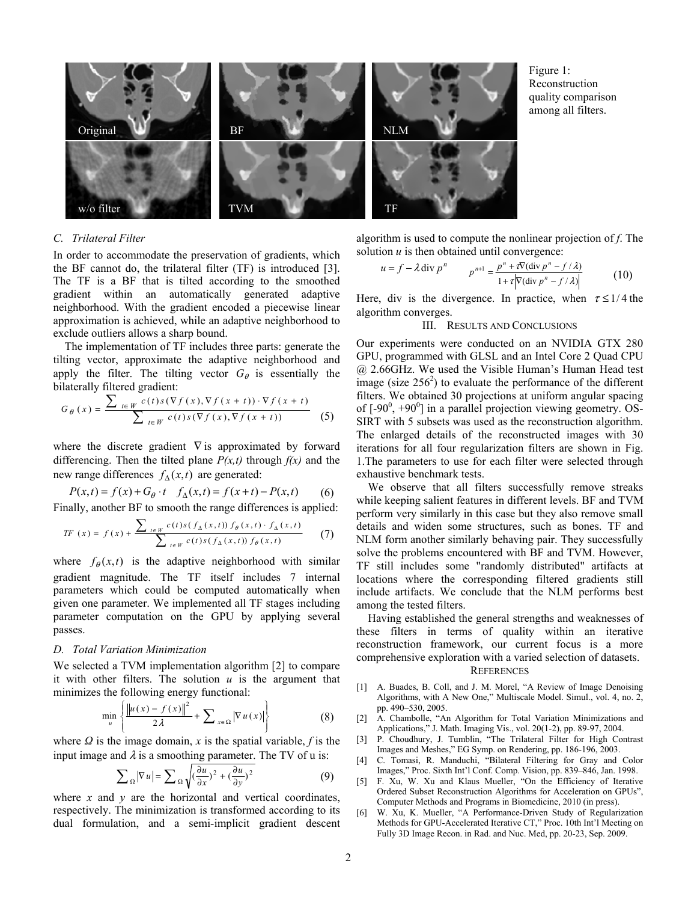Original

BF

NLM

w/o filter

TVM

TF

Figure 1: Reconstruction quality comparison among all filters.

### C. Trilateral Filter

In order to accommodate the preservation of gradients, which the BF cannot do, the trilateral filter (TF) is introduced [3]. The TF is a BF that is tilted according to the smoothed gradient within an automatically generated adaptive neighborhood. With the gradient encoded a piecewise linear approximation is achieved, while an adaptive neighborhood to exclude outliers allows a sharp bound.

The implementation of TF includes three parts: generate the tilting vector, approximate the adaptive neighborhood and apply the filter. The tilting vector $G_\theta$ is essentially the bilaterally filtered gradient:

$$G_\theta(x) = \frac{\sum_{t \in W} c(t)s(\nabla f(x), \nabla f(x+t)) \cdot \nabla f(x+t)}{\sum_{t \in W} c(t)s(\nabla f(x), \nabla f(x+t))} \quad (5)$$

where the discrete gradient $\nabla$ is approximated by forward differencing. Then the tilted plane *P(x,t)* through *f(x)* and the new range differences $f_\Delta(x,t)$ are generated:

$$P(x,t) = f(x) + G_\theta \cdot t \quad f_\Delta(x,t) = f(x+t) - P(x,t) \quad (6)$$

Finally, another BF to smooth the range differences is applied:

$$TF(x) = f(x) + \frac{\sum_{t \in W} c(t)s(f_\Delta(x,t)) f_\theta(x,t) \cdot f_\Delta(x,t)}{\sum_{t \in W} c(t)s(f_\Delta(x,t)) f_\theta(x,t)} \quad (7)$$

where $f_\theta(x,t)$ is the adaptive neighborhood with similar gradient magnitude. The TF itself includes 7 internal parameters which could be computed automatically when given one parameter. We implemented all TF stages including parameter computation on the GPU by applying several passes.

### D. Total Variation Minimization

We selected a TVM implementation algorithm [2] to compare it with other filters. The solution *u* is the argument that minimizes the following energy functional:

$$\min_u \left\{ \frac{\|u(x) - f(x)\|^2}{2\lambda} + \sum_{x \in \Omega} |\nabla u(x)| \right\} \quad (8)$$

where $\Omega$ is the image domain, *x* is the spatial variable, *f* is the input image and $\lambda$ is a smoothing parameter. The TV of u is:

$$\sum_\Omega |\nabla u| = \sum_\Omega \sqrt{\left(\frac{\partial u}{\partial x}\right)^2 + \left(\frac{\partial u}{\partial y}\right)^2} \quad (9)$$

where *x* and *y* are the horizontal and vertical coordinates, respectively. The minimization is transformed according to its dual formulation, and a semi-implicit gradient descent algorithm is used to compute the nonlinear projection of *f*. The solution *u* is then obtained until convergence:

$$u = f - \lambda \operatorname{div} p^n \qquad p^{n+1} = \frac{p^n + \tau \nabla(\operatorname{div} p^n - f/\lambda)}{1 + \tau |\nabla(\operatorname{div} p^n - f/\lambda)|} \quad (10)$$

Here, div is the divergence. In practice, when $\tau \le 1/4$ the algorithm converges.

## III. Results and Conclusions

Our experiments were conducted on an NVIDIA GTX 280 GPU, programmed with GLSL and an Intel Core 2 Quad CPU @ 2.66GHz. We used the Visible Human's Human Head test image (size $256^2$) to evaluate the performance of the different filters. We obtained 30 projections at uniform angular spacing of [$-90^0$, $+90^0$] in a parallel projection viewing geometry. OS-SIRT with 5 subsets was used as the reconstruction algorithm. The enlarged details of the reconstructed images with 30 iterations for all four regularization filters are shown in Fig. 1.The parameters to use for each filter were selected through exhaustive benchmark tests.

We observe that all filters successfully remove streaks while keeping salient features in different levels. BF and TVM perform very similarly in this case but they also remove small details and widen some structures, such as bones. TF and NLM form another similarly behaving pair. They successfully solve the problems encountered with BF and TVM. However, TF still includes some "randomly distributed" artifacts at locations where the corresponding filtered gradients still include artifacts. We conclude that the NLM performs best among the tested filters.

Having established the general strengths and weaknesses of these filters in terms of quality within an iterative reconstruction framework, our current focus is a more comprehensive exploration with a varied selection of datasets.

## References

[1] A. Buades, B. Coll, and J. M. Morel, "A Review of Image Denoising Algorithms, with A New One," Multiscale Model. Simul., vol. 4, no. 2, pp. 490–530, 2005.

[2] A. Chambolle, "An Algorithm for Total Variation Minimizations and Applications," J. Math. Imaging Vis., vol. 20(1-2), pp. 89-97, 2004.

[3] P. Choudhury, J. Tumblin, "The Trilateral Filter for High Contrast Images and Meshes," EG Symp. on Rendering, pp. 186-196, 2003.

[4] C. Tomasi, R. Manduchi, "Bilateral Filtering for Gray and Color Images," Proc. Sixth Int'l Conf. Comp. Vision, pp. 839–846, Jan. 1998.

[5] F. Xu, W. Xu and Klaus Mueller, "On the Efficiency of Iterative Ordered Subset Reconstruction Algorithms for Acceleration on GPUs", Computer Methods and Programs in Biomedicine, 2010 (in press).

[6] W. Xu, K. Mueller, "A Performance-Driven Study of Regularization Methods for GPU-Accelerated Iterative CT," Proc. 10th Int'l Meeting on Fully 3D Image Recon. in Rad. and Nuc. Med, pp. 20-23, Sep. 2009.